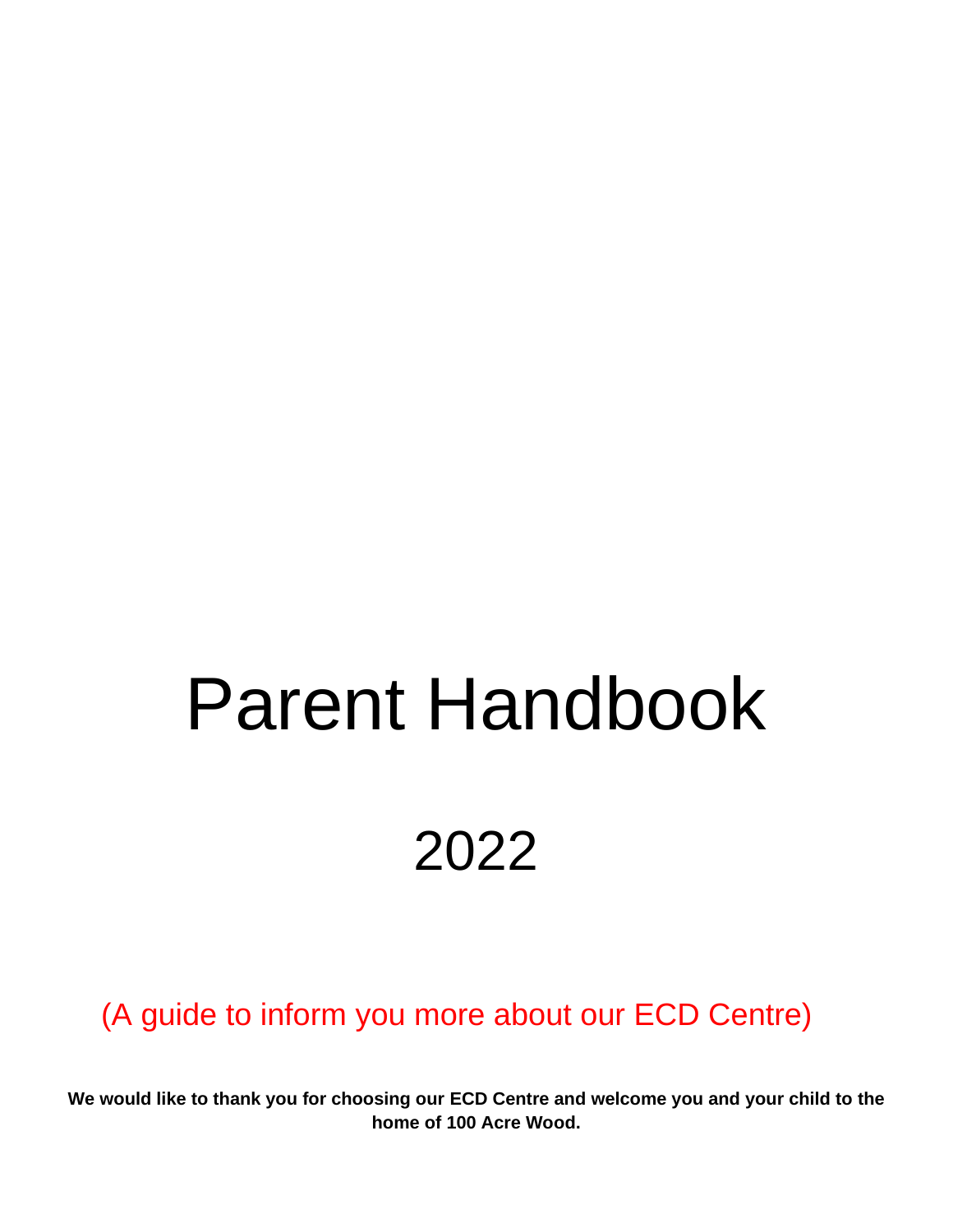# Parent Handbook

## 2022

(A guide to inform you more about our ECD Centre)

**We would like to thank you for choosing our ECD Centre and welcome you and your child to the home of 100 Acre Wood.**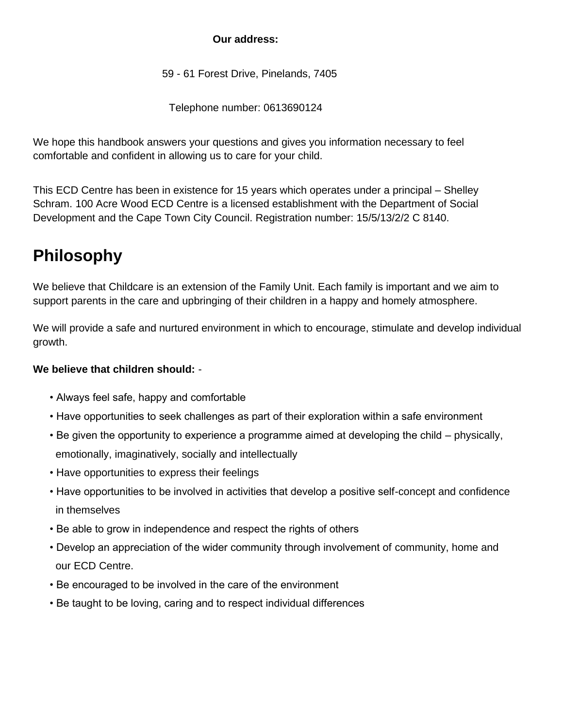**Our address:**

59 - 61 Forest Drive, Pinelands, 7405

Telephone number: 0613690124

We hope this handbook answers your questions and gives you information necessary to feel comfortable and confident in allowing us to care for your child.

This ECD Centre has been in existence for 15 years which operates under a principal – Shelley Schram. 100 Acre Wood ECD Centre is a licensed establishment with the Department of Social Development and the Cape Town City Council. Registration number: 15/5/13/2/2 C 8140.

# Philosophy

We believe that Childcare is an extension of the Family Unit. Each family is important and we aim to support parents in the care and upbringing of their children in a happy and homely atmosphere.

We will provide a safe and nurtured environment in which to encourage, stimulate and develop individual growth.

**We believe that children should:** -

- Always feel safe, happy and comfortable
- Have opportunities to seek challenges as part of their exploration within a safe environment
- Be given the opportunity to experience a programme aimed at developing the child – physically, emotionally, imaginatively, socially and intellectually
- Have opportunities to express their feelings
- Have opportunities to be involved in activities that develop a positive self-concept and confidence in themselves
- Be able to grow in independence and respect the rights of others
- Develop an appreciation of the wider community through involvement of community, home and our ECD Centre.
- Be encouraged to be involved in the care of the environment
- Be taught to be loving, caring and to respect individual differences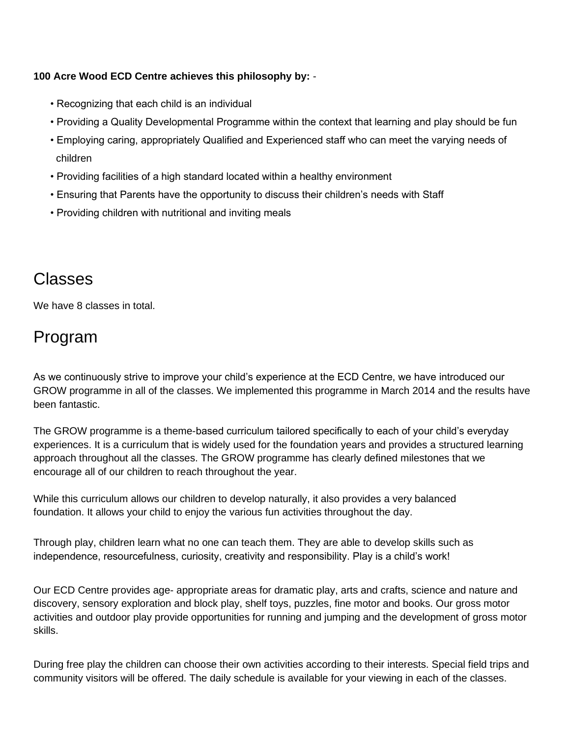**100 Acre Wood ECD Centre achieves this philosophy by:** -

- Recognizing that each child is an individual
- Providing a Quality Developmental Programme within the context that learning and play should be fun
- Employing caring, appropriately Qualified and Experienced staff who can meet the varying needs of children
- Providing facilities of a high standard located within a healthy environment
- Ensuring that Parents have the opportunity to discuss their children's needs with Staff
- Providing children with nutritional and inviting meals

## Classes

We have 8 classes in total.

## Program

As we continuously strive to improve your child's experience at the ECD Centre, we have introduced our GROW programme in all of the classes. We implemented this programme in March 2014 and the results have been fantastic.

The GROW programme is a theme-based curriculum tailored specifically to each of your child's everyday experiences. It is a curriculum that is widely used for the foundation years and provides a structured learning approach throughout all the classes. The GROW programme has clearly defined milestones that we encourage all of our children to reach throughout the year.

While this curriculum allows our children to develop naturally, it also provides a very balanced foundation. It allows your child to enjoy the various fun activities throughout the day.

Through play, children learn what no one can teach them. They are able to develop skills such as independence, resourcefulness, curiosity, creativity and responsibility. Play is a child's work!

Our ECD Centre provides age- appropriate areas for dramatic play, arts and crafts, science and nature and discovery, sensory exploration and block play, shelf toys, puzzles, fine motor and books. Our gross motor activities and outdoor play provide opportunities for running and jumping and the development of gross motor skills.

During free play the children can choose their own activities according to their interests. Special field trips and community visitors will be offered. The daily schedule is available for your viewing in each of the classes.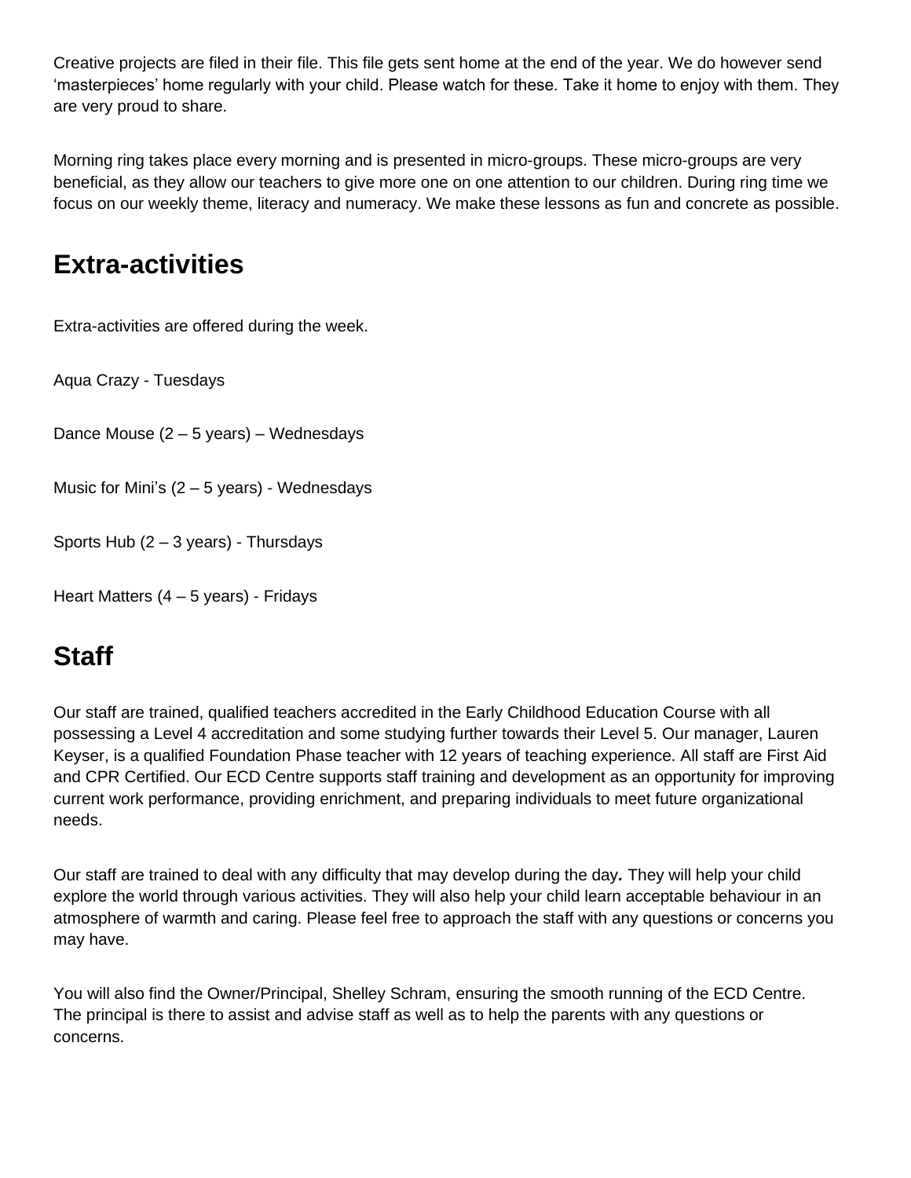Creative projects are filed in their file. This file gets sent home at the end of the year. We do however send 'masterpieces' home regularly with your child. Please watch for these. Take it home to enjoy with them. They are very proud to share.

Morning ring takes place every morning and is presented in micro-groups. These micro-groups are very beneficial, as they allow our teachers to give more one on one attention to our children. During ring time we focus on our weekly theme, literacy and numeracy. We make these lessons as fun and concrete as possible.

## Extra-activities

Extra-activities are offered during the week.

Aqua Crazy - Tuesdays

Dance Mouse (2 – 5 years) – Wednesdays

Music for Mini's (2 – 5 years) - Wednesdays

Sports Hub (2 – 3 years) - Thursdays

Heart Matters (4 – 5 years) - Fridays

## Staff

Our staff are trained, qualified teachers accredited in the Early Childhood Education Course with all possessing a Level 4 accreditation and some studying further towards their Level 5. Our manager, Lauren Keyser, is a qualified Foundation Phase teacher with 12 years of teaching experience. All staff are First Aid and CPR Certified. Our ECD Centre supports staff training and development as an opportunity for improving current work performance, providing enrichment, and preparing individuals to meet future organizational needs.

Our staff are trained to deal with any difficulty that may develop during the day**.** They will help your child explore the world through various activities. They will also help your child learn acceptable behaviour in an atmosphere of warmth and caring. Please feel free to approach the staff with any questions or concerns you may have.

You will also find the Owner/Principal, Shelley Schram, ensuring the smooth running of the ECD Centre. The principal is there to assist and advise staff as well as to help the parents with any questions or concerns.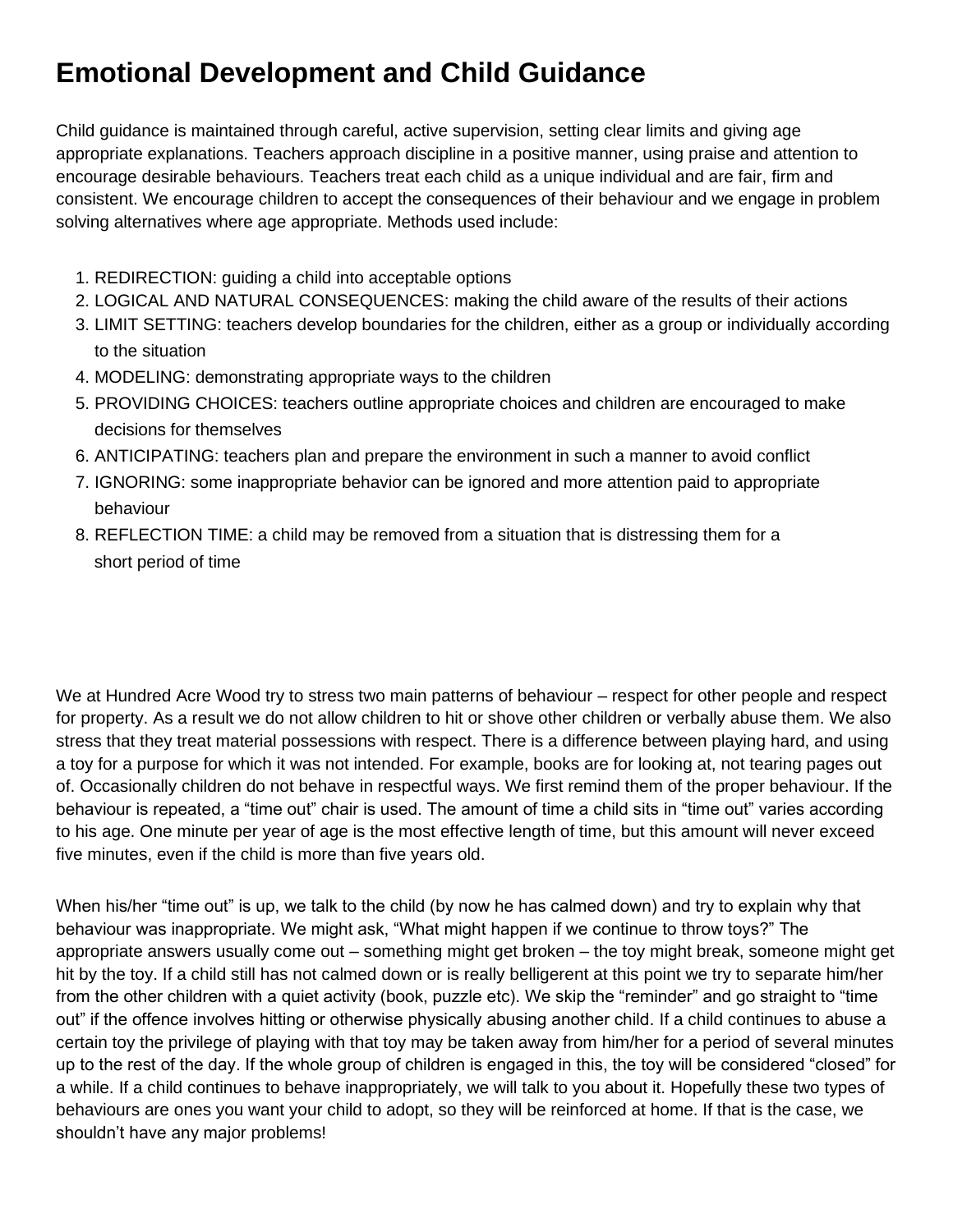# Emotional Development and Child Guidance

Child guidance is maintained through careful, active supervision, setting clear limits and giving age appropriate explanations. Teachers approach discipline in a positive manner, using praise and attention to encourage desirable behaviours. Teachers treat each child as a unique individual and are fair, firm and consistent. We encourage children to accept the consequences of their behaviour and we engage in problem solving alternatives where age appropriate. Methods used include:

1. REDIRECTION: guiding a child into acceptable options
2. LOGICAL AND NATURAL CONSEQUENCES: making the child aware of the results of their actions
3. LIMIT SETTING: teachers develop boundaries for the children, either as a group or individually according to the situation
4. MODELING: demonstrating appropriate ways to the children
5. PROVIDING CHOICES: teachers outline appropriate choices and children are encouraged to make decisions for themselves
6. ANTICIPATING: teachers plan and prepare the environment in such a manner to avoid conflict
7. IGNORING: some inappropriate behavior can be ignored and more attention paid to appropriate behaviour
8. REFLECTION TIME: a child may be removed from a situation that is distressing them for a short period of time

We at Hundred Acre Wood try to stress two main patterns of behaviour – respect for other people and respect for property. As a result we do not allow children to hit or shove other children or verbally abuse them. We also stress that they treat material possessions with respect. There is a difference between playing hard, and using a toy for a purpose for which it was not intended. For example, books are for looking at, not tearing pages out of. Occasionally children do not behave in respectful ways. We first remind them of the proper behaviour. If the behaviour is repeated, a "time out" chair is used. The amount of time a child sits in "time out" varies according to his age. One minute per year of age is the most effective length of time, but this amount will never exceed five minutes, even if the child is more than five years old.

When his/her "time out" is up, we talk to the child (by now he has calmed down) and try to explain why that behaviour was inappropriate. We might ask, "What might happen if we continue to throw toys?" The appropriate answers usually come out – something might get broken – the toy might break, someone might get hit by the toy. If a child still has not calmed down or is really belligerent at this point we try to separate him/her from the other children with a quiet activity (book, puzzle etc). We skip the "reminder" and go straight to "time out" if the offence involves hitting or otherwise physically abusing another child. If a child continues to abuse a certain toy the privilege of playing with that toy may be taken away from him/her for a period of several minutes up to the rest of the day. If the whole group of children is engaged in this, the toy will be considered "closed" for a while. If a child continues to behave inappropriately, we will talk to you about it. Hopefully these two types of behaviours are ones you want your child to adopt, so they will be reinforced at home. If that is the case, we shouldn't have any major problems!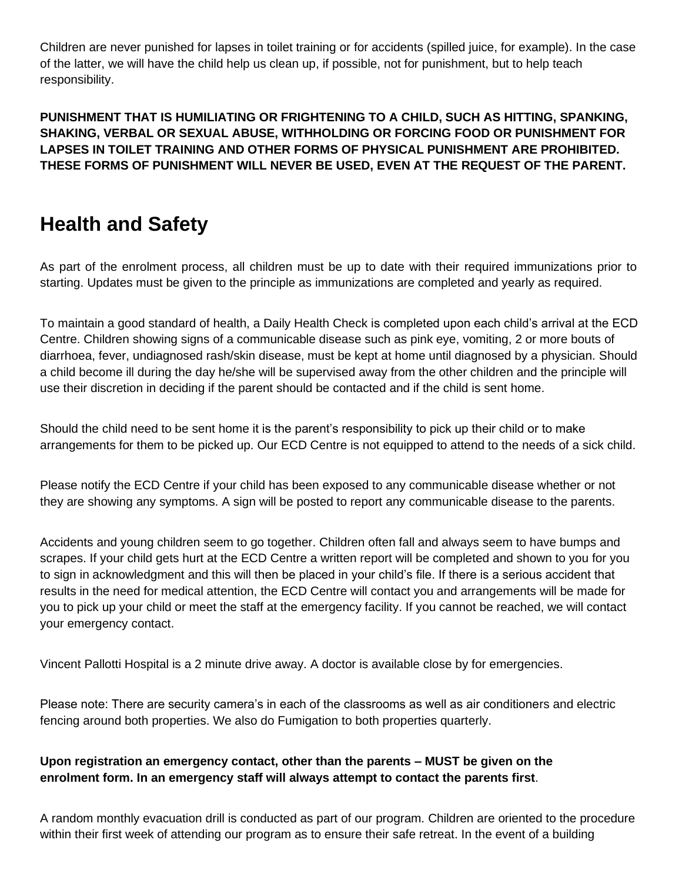Children are never punished for lapses in toilet training or for accidents (spilled juice, for example). In the case of the latter, we will have the child help us clean up, if possible, not for punishment, but to help teach responsibility.

**PUNISHMENT THAT IS HUMILIATING OR FRIGHTENING TO A CHILD, SUCH AS HITTING, SPANKING, SHAKING, VERBAL OR SEXUAL ABUSE, WITHHOLDING OR FORCING FOOD OR PUNISHMENT FOR LAPSES IN TOILET TRAINING AND OTHER FORMS OF PHYSICAL PUNISHMENT ARE PROHIBITED. THESE FORMS OF PUNISHMENT WILL NEVER BE USED, EVEN AT THE REQUEST OF THE PARENT.**

## Health and Safety

As part of the enrolment process, all children must be up to date with their required immunizations prior to starting. Updates must be given to the principle as immunizations are completed and yearly as required.

To maintain a good standard of health, a Daily Health Check is completed upon each child's arrival at the ECD Centre. Children showing signs of a communicable disease such as pink eye, vomiting, 2 or more bouts of diarrhoea, fever, undiagnosed rash/skin disease, must be kept at home until diagnosed by a physician. Should a child become ill during the day he/she will be supervised away from the other children and the principle will use their discretion in deciding if the parent should be contacted and if the child is sent home.

Should the child need to be sent home it is the parent's responsibility to pick up their child or to make arrangements for them to be picked up. Our ECD Centre is not equipped to attend to the needs of a sick child.

Please notify the ECD Centre if your child has been exposed to any communicable disease whether or not they are showing any symptoms. A sign will be posted to report any communicable disease to the parents.

Accidents and young children seem to go together. Children often fall and always seem to have bumps and scrapes. If your child gets hurt at the ECD Centre a written report will be completed and shown to you for you to sign in acknowledgment and this will then be placed in your child's file. If there is a serious accident that results in the need for medical attention, the ECD Centre will contact you and arrangements will be made for you to pick up your child or meet the staff at the emergency facility. If you cannot be reached, we will contact your emergency contact.

Vincent Pallotti Hospital is a 2 minute drive away. A doctor is available close by for emergencies.

Please note: There are security camera's in each of the classrooms as well as air conditioners and electric fencing around both properties. We also do Fumigation to both properties quarterly.

**Upon registration an emergency contact, other than the parents – MUST be given on the enrolment form. In an emergency staff will always attempt to contact the parents first**.

A random monthly evacuation drill is conducted as part of our program. Children are oriented to the procedure within their first week of attending our program as to ensure their safe retreat. In the event of a building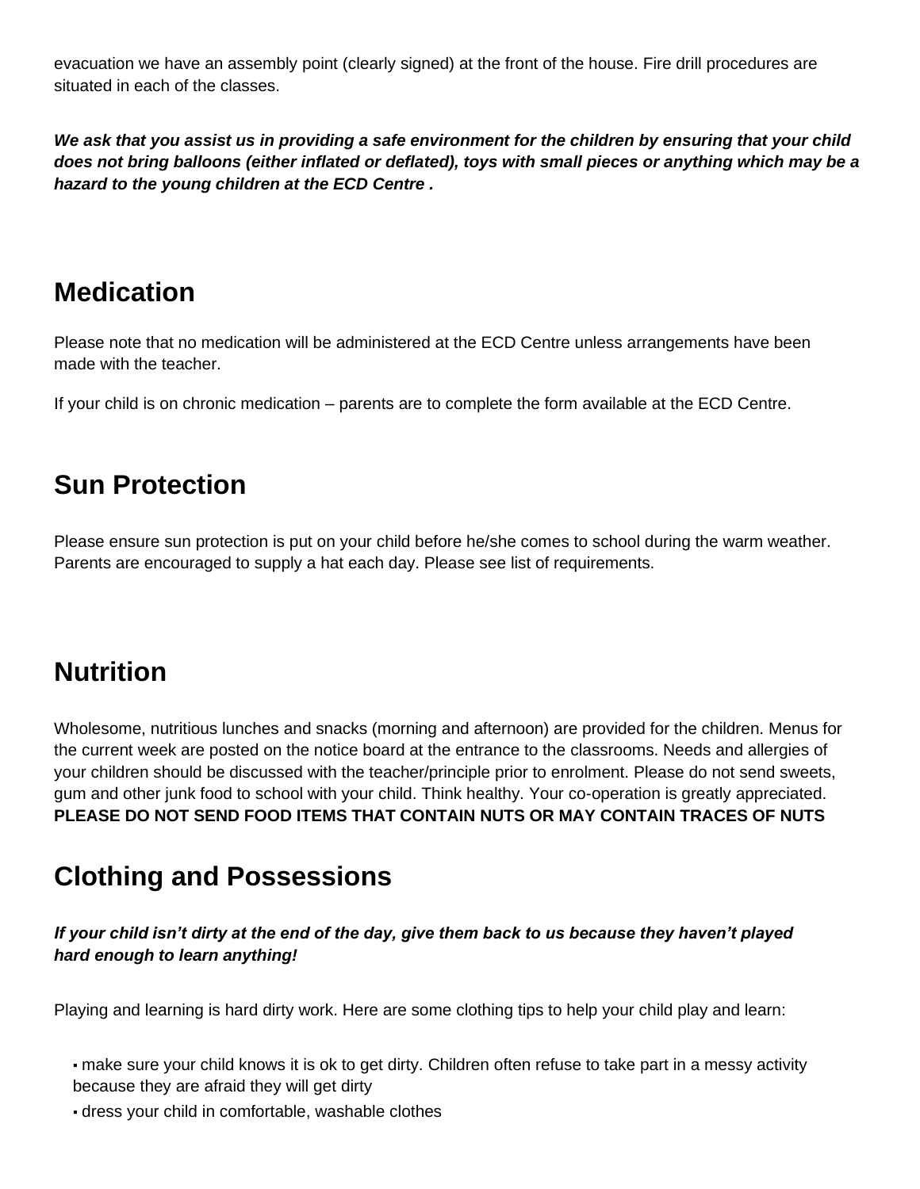evacuation we have an assembly point (clearly signed) at the front of the house. Fire drill procedures are situated in each of the classes.

***We ask that you assist us in providing a safe environment for the children by ensuring that your child does not bring balloons (either inflated or deflated), toys with small pieces or anything which may be a hazard to the young children at the ECD Centre .***

## Medication

Please note that no medication will be administered at the ECD Centre unless arrangements have been made with the teacher.

If your child is on chronic medication – parents are to complete the form available at the ECD Centre.

## Sun Protection

Please ensure sun protection is put on your child before he/she comes to school during the warm weather. Parents are encouraged to supply a hat each day. Please see list of requirements.

## Nutrition

Wholesome, nutritious lunches and snacks (morning and afternoon) are provided for the children. Menus for the current week are posted on the notice board at the entrance to the classrooms. Needs and allergies of your children should be discussed with the teacher/principle prior to enrolment. Please do not send sweets, gum and other junk food to school with your child. Think healthy. Your co-operation is greatly appreciated. **PLEASE DO NOT SEND FOOD ITEMS THAT CONTAIN NUTS OR MAY CONTAIN TRACES OF NUTS**

## Clothing and Possessions

***If your child isn't dirty at the end of the day, give them back to us because they haven't played hard enough to learn anything!***

Playing and learning is hard dirty work. Here are some clothing tips to help your child play and learn:

- make sure your child knows it is ok to get dirty. Children often refuse to take part in a messy activity because they are afraid they will get dirty
- dress your child in comfortable, washable clothes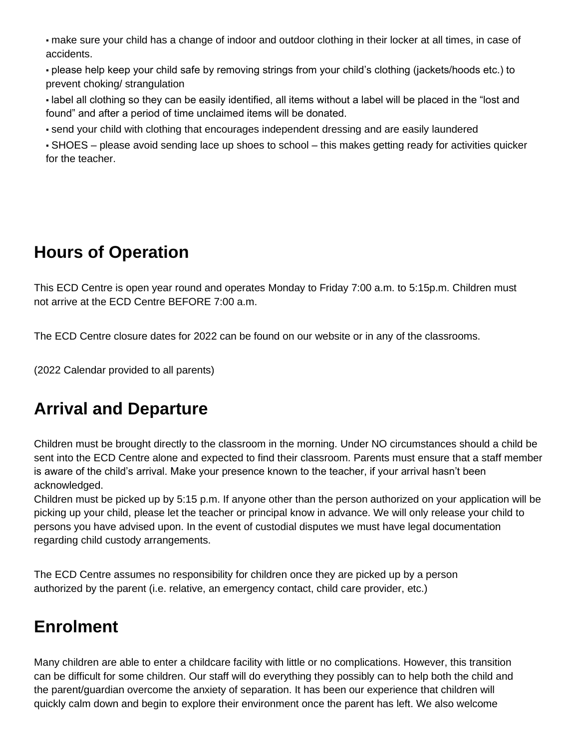- make sure your child has a change of indoor and outdoor clothing in their locker at all times, in case of accidents.
- please help keep your child safe by removing strings from your child's clothing (jackets/hoods etc.) to prevent choking/ strangulation
- label all clothing so they can be easily identified, all items without a label will be placed in the "lost and found" and after a period of time unclaimed items will be donated.
- send your child with clothing that encourages independent dressing and are easily laundered
- SHOES – please avoid sending lace up shoes to school – this makes getting ready for activities quicker for the teacher.

## Hours of Operation

This ECD Centre is open year round and operates Monday to Friday 7:00 a.m. to 5:15p.m. Children must not arrive at the ECD Centre BEFORE 7:00 a.m.

The ECD Centre closure dates for 2022 can be found on our website or in any of the classrooms.

(2022 Calendar provided to all parents)

## Arrival and Departure

Children must be brought directly to the classroom in the morning. Under NO circumstances should a child be sent into the ECD Centre alone and expected to find their classroom. Parents must ensure that a staff member is aware of the child's arrival. Make your presence known to the teacher, if your arrival hasn't been acknowledged.
Children must be picked up by 5:15 p.m. If anyone other than the person authorized on your application will be picking up your child, please let the teacher or principal know in advance. We will only release your child to persons you have advised upon. In the event of custodial disputes we must have legal documentation regarding child custody arrangements.

The ECD Centre assumes no responsibility for children once they are picked up by a person authorized by the parent (i.e. relative, an emergency contact, child care provider, etc.)

## Enrolment

Many children are able to enter a childcare facility with little or no complications. However, this transition can be difficult for some children. Our staff will do everything they possibly can to help both the child and the parent/guardian overcome the anxiety of separation. It has been our experience that children will quickly calm down and begin to explore their environment once the parent has left. We also welcome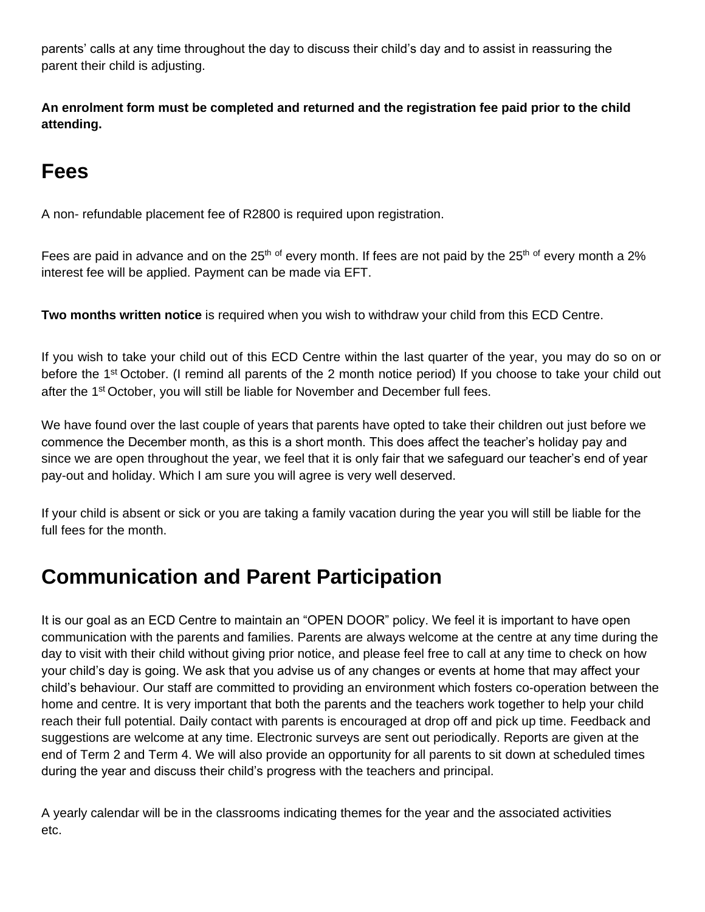parents' calls at any time throughout the day to discuss their child's day and to assist in reassuring the parent their child is adjusting.

**An enrolment form must be completed and returned and the registration fee paid prior to the child attending.**

## Fees

A non- refundable placement fee of R2800 is required upon registration.

Fees are paid in advance and on the 25th of every month. If fees are not paid by the 25th of every month a 2% interest fee will be applied. Payment can be made via EFT.

**Two months written notice** is required when you wish to withdraw your child from this ECD Centre.

If you wish to take your child out of this ECD Centre within the last quarter of the year, you may do so on or before the 1st October. (I remind all parents of the 2 month notice period) If you choose to take your child out after the 1st October, you will still be liable for November and December full fees.

We have found over the last couple of years that parents have opted to take their children out just before we commence the December month, as this is a short month. This does affect the teacher's holiday pay and since we are open throughout the year, we feel that it is only fair that we safeguard our teacher's end of year pay-out and holiday. Which I am sure you will agree is very well deserved.

If your child is absent or sick or you are taking a family vacation during the year you will still be liable for the full fees for the month.

## Communication and Parent Participation

It is our goal as an ECD Centre to maintain an "OPEN DOOR" policy. We feel it is important to have open communication with the parents and families. Parents are always welcome at the centre at any time during the day to visit with their child without giving prior notice, and please feel free to call at any time to check on how your child's day is going. We ask that you advise us of any changes or events at home that may affect your child's behaviour. Our staff are committed to providing an environment which fosters co-operation between the home and centre. It is very important that both the parents and the teachers work together to help your child reach their full potential. Daily contact with parents is encouraged at drop off and pick up time. Feedback and suggestions are welcome at any time. Electronic surveys are sent out periodically. Reports are given at the end of Term 2 and Term 4. We will also provide an opportunity for all parents to sit down at scheduled times during the year and discuss their child's progress with the teachers and principal.

A yearly calendar will be in the classrooms indicating themes for the year and the associated activities etc.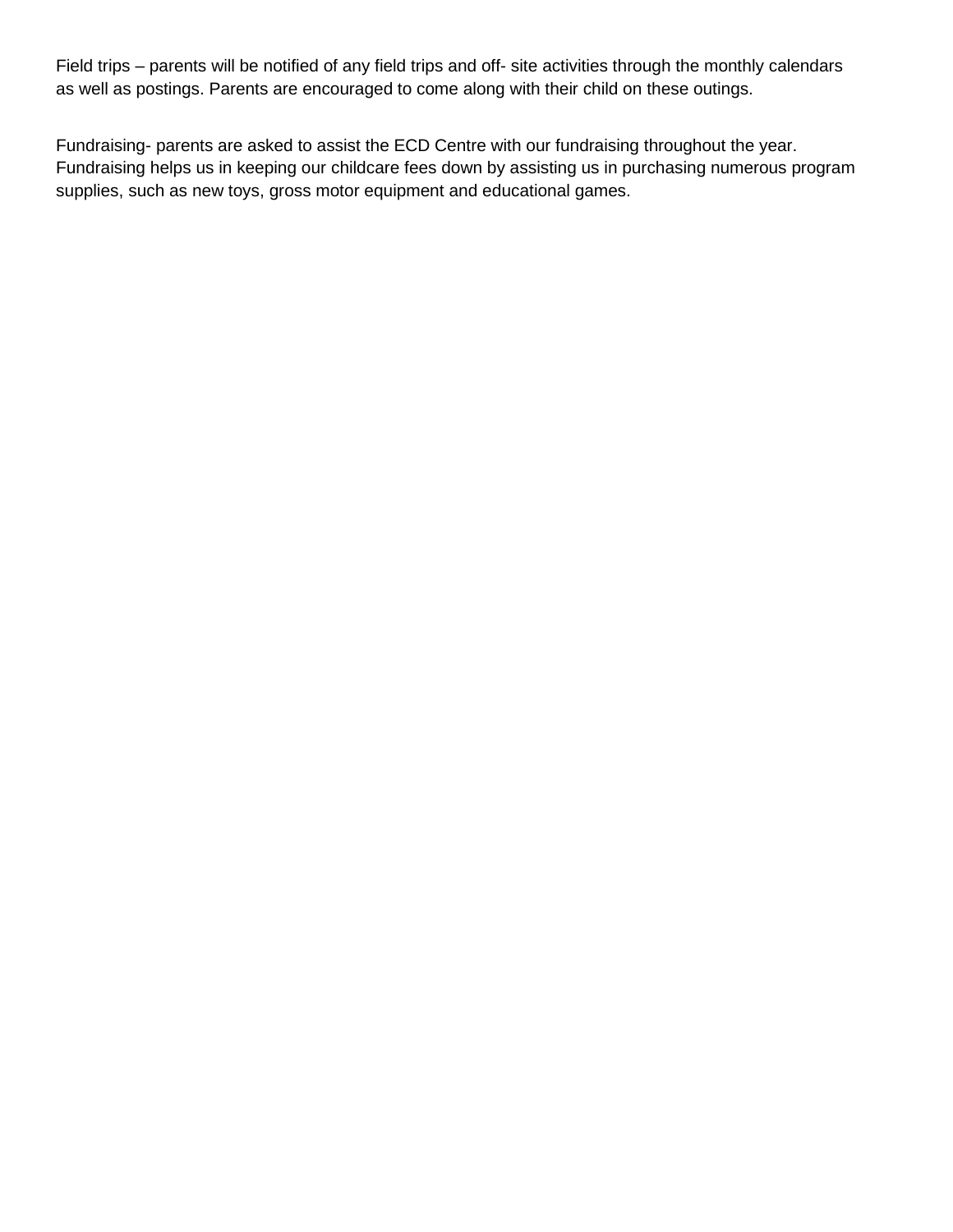Field trips – parents will be notified of any field trips and off- site activities through the monthly calendars as well as postings. Parents are encouraged to come along with their child on these outings.

Fundraising- parents are asked to assist the ECD Centre with our fundraising throughout the year. Fundraising helps us in keeping our childcare fees down by assisting us in purchasing numerous program supplies, such as new toys, gross motor equipment and educational games.